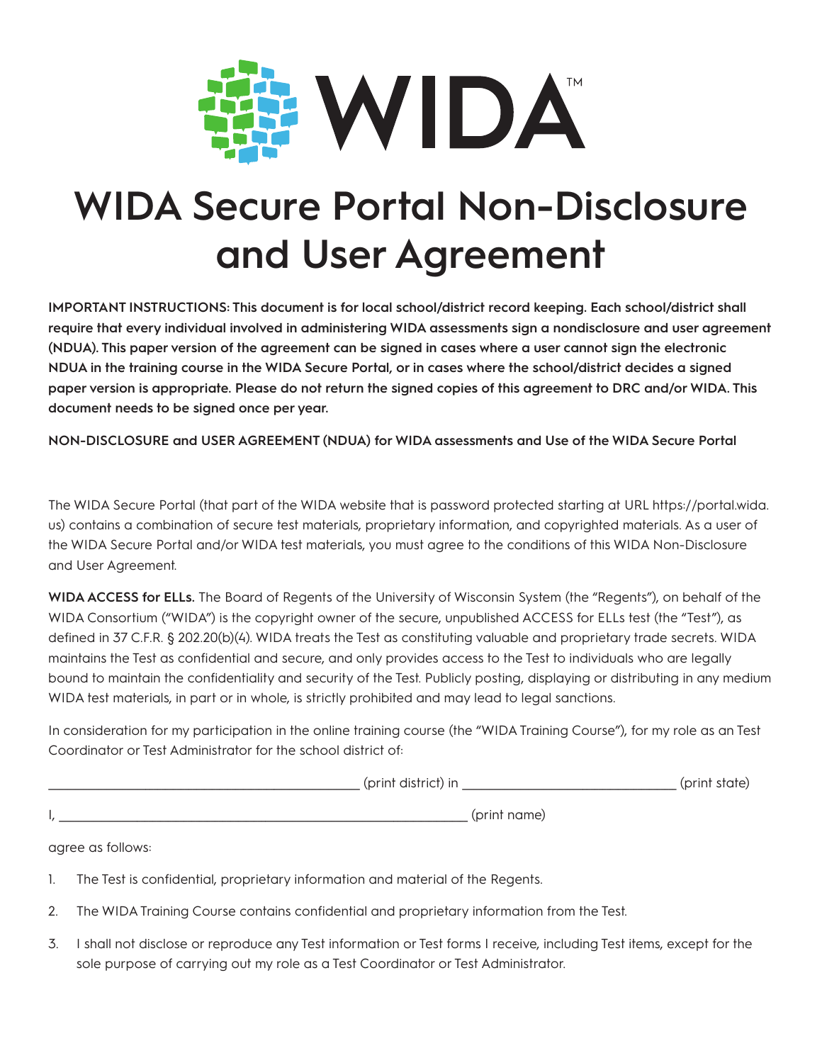# WIDA Secure Portal Non-Disclosure and User Agreement

**IMPORTANT INSTRUCTIONS: This document is for local school/district record keeping. Each school/district shall require that every individual involved in administering WIDA assessments sign a nondisclosure and user agreement (NDUA). This paper version of the agreement can be signed in cases where a user cannot sign the electronic NDUA in the training course in the WIDA Secure Portal, or in cases where the school/district decides a signed paper version is appropriate. Please do not return the signed copies of this agreement to DRC and/or WIDA. This document needs to be signed once per year.**

**NON-DISCLOSURE and USER AGREEMENT (NDUA) for WIDA assessments and Use of the WIDA Secure Portal**

The WIDA Secure Portal (that part of the WIDA website that is password protected starting at URL https://portal.wida.us) contains a combination of secure test materials, proprietary information, and copyrighted materials. As a user of the WIDA Secure Portal and/or WIDA test materials, you must agree to the conditions of this WIDA Non-Disclosure and User Agreement.

**WIDA ACCESS for ELLs.** The Board of Regents of the University of Wisconsin System (the "Regents"), on behalf of the WIDA Consortium ("WIDA") is the copyright owner of the secure, unpublished ACCESS for ELLs test (the "Test"), as defined in 37 C.F.R. § 202.20(b)(4). WIDA treats the Test as constituting valuable and proprietary trade secrets. WIDA maintains the Test as confidential and secure, and only provides access to the Test to individuals who are legally bound to maintain the confidentiality and security of the Test. Publicly posting, displaying or distributing in any medium WIDA test materials, in part or in whole, is strictly prohibited and may lead to legal sanctions.

In consideration for my participation in the online training course (the "WIDA Training Course"), for my role as an Test Coordinator or Test Administrator for the school district of:

_____________________________________________ (print district) in ______________________________ (print state)

I, ___________________________________________________________ (print name)

agree as follows:

1. The Test is confidential, proprietary information and material of the Regents.
2. The WIDA Training Course contains confidential and proprietary information from the Test.
3. I shall not disclose or reproduce any Test information or Test forms I receive, including Test items, except for the sole purpose of carrying out my role as a Test Coordinator or Test Administrator.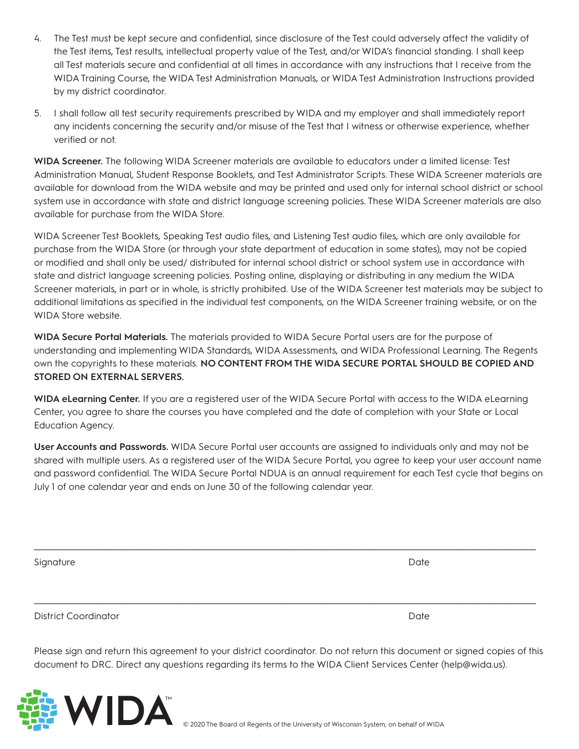4. The Test must be kept secure and confidential, since disclosure of the Test could adversely affect the validity of the Test items, Test results, intellectual property value of the Test, and/or WIDA's financial standing. I shall keep all Test materials secure and confidential at all times in accordance with any instructions that I receive from the WIDA Training Course, the WIDA Test Administration Manuals, or WIDA Test Administration Instructions provided by my district coordinator.

5. I shall follow all test security requirements prescribed by WIDA and my employer and shall immediately report any incidents concerning the security and/or misuse of the Test that I witness or otherwise experience, whether verified or not.

**WIDA Screener.** The following WIDA Screener materials are available to educators under a limited license: Test Administration Manual, Student Response Booklets, and Test Administrator Scripts. These WIDA Screener materials are available for download from the WIDA website and may be printed and used only for internal school district or school system use in accordance with state and district language screening policies. These WIDA Screener materials are also available for purchase from the WIDA Store.

WIDA Screener Test Booklets, Speaking Test audio files, and Listening Test audio files, which are only available for purchase from the WIDA Store (or through your state department of education in some states), may not be copied or modified and shall only be used/ distributed for internal school district or school system use in accordance with state and district language screening policies. Posting online, displaying or distributing in any medium the WIDA Screener materials, in part or in whole, is strictly prohibited. Use of the WIDA Screener test materials may be subject to additional limitations as specified in the individual test components, on the WIDA Screener training website, or on the WIDA Store website.

**WIDA Secure Portal Materials.** The materials provided to WIDA Secure Portal users are for the purpose of understanding and implementing WIDA Standards, WIDA Assessments, and WIDA Professional Learning. The Regents own the copyrights to these materials. **NO CONTENT FROM THE WIDA SECURE PORTAL SHOULD BE COPIED AND STORED ON EXTERNAL SERVERS.**

**WIDA eLearning Center.** If you are a registered user of the WIDA Secure Portal with access to the WIDA eLearning Center, you agree to share the courses you have completed and the date of completion with your State or Local Education Agency.

**User Accounts and Passwords.** WIDA Secure Portal user accounts are assigned to individuals only and may not be shared with multiple users. As a registered user of the WIDA Secure Portal, you agree to keep your user account name and password confidential. The WIDA Secure Portal NDUA is an annual requirement for each Test cycle that begins on July 1 of one calendar year and ends on June 30 of the following calendar year.

Signature Date

District Coordinator Date

Please sign and return this agreement to your district coordinator. Do not return this document or signed copies of this document to DRC. Direct any questions regarding its terms to the WIDA Client Services Center (help@wida.us).

WIDA™

© 2020 The Board of Regents of the University of Wisconsin System, on behalf of WIDA